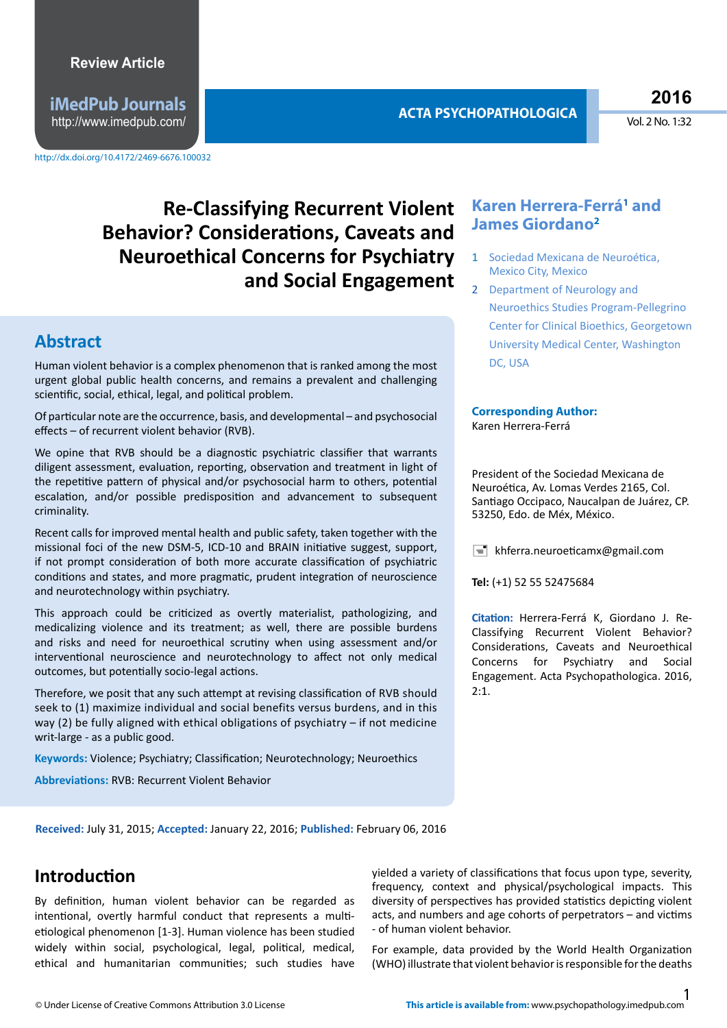Review Article

iMedPub Journals
http://www.imedpub.com/

http://dx.doi.org/10.4172/2469-6676.100032

# Re-Classifying Recurrent Violent Behavior? Considerations, Caveats and Neuroethical Concerns for Psychiatry and Social Engagement

**Karen Herrera-Ferrá[1] and James Giordano[2]**

1 Sociedad Mexicana de Neuroética, Mexico City, Mexico

2 Department of Neurology and Neuroethics Studies Program-Pellegrino Center for Clinical Bioethics, Georgetown University Medical Center, Washington DC, USA

**Corresponding Author:**
Karen Herrera-Ferrá

President of the Sociedad Mexicana de Neuroética, Av. Lomas Verdes 2165, Col. Santiago Occipaco, Naucalpan de Juárez, CP. 53250, Edo. de Méx, México.

khferra.neuroeticamx@gmail.com

**Tel:** (+1) 52 55 52475684

**Citation:** Herrera-Ferrá K, Giordano J. Re-Classifying Recurrent Violent Behavior? Considerations, Caveats and Neuroethical Concerns for Psychiatry and Social Engagement. Acta Psychopathologica. 2016, 2:1.

## Abstract

Human violent behavior is a complex phenomenon that is ranked among the most urgent global public health concerns, and remains a prevalent and challenging scientific, social, ethical, legal, and political problem.

Of particular note are the occurrence, basis, and developmental – and psychosocial effects – of recurrent violent behavior (RVB).

We opine that RVB should be a diagnostic psychiatric classifier that warrants diligent assessment, evaluation, reporting, observation and treatment in light of the repetitive pattern of physical and/or psychosocial harm to others, potential escalation, and/or possible predisposition and advancement to subsequent criminality.

Recent calls for improved mental health and public safety, taken together with the missional foci of the new DSM-5, ICD-10 and BRAIN initiative suggest, support, if not prompt consideration of both more accurate classification of psychiatric conditions and states, and more pragmatic, prudent integration of neuroscience and neurotechnology within psychiatry.

This approach could be criticized as overtly materialist, pathologizing, and medicalizing violence and its treatment; as well, there are possible burdens and risks and need for neuroethical scrutiny when using assessment and/or interventional neuroscience and neurotechnology to affect not only medical outcomes, but potentially socio-legal actions.

Therefore, we posit that any such attempt at revising classification of RVB should seek to (1) maximize individual and social benefits versus burdens, and in this way (2) be fully aligned with ethical obligations of psychiatry – if not medicine writ-large - as a public good.

**Keywords:** Violence; Psychiatry; Classification; Neurotechnology; Neuroethics

**Abbreviations:** RVB: Recurrent Violent Behavior

**Received:** July 31, 2015; **Accepted:** January 22, 2016; **Published:** February 06, 2016

## Introduction

By definition, human violent behavior can be regarded as intentional, overtly harmful conduct that represents a multi-etiological phenomenon [1-3]. Human violence has been studied widely within social, psychological, legal, political, medical, ethical and humanitarian communities; such studies have yielded a variety of classifications that focus upon type, severity, frequency, context and physical/psychological impacts. This diversity of perspectives has provided statistics depicting violent acts, and numbers and age cohorts of perpetrators – and victims - of human violent behavior.

For example, data provided by the World Health Organization (WHO) illustrate that violent behavior is responsible for the deaths

© Under License of Creative Commons Attribution 3.0 License

**This article is available from:** www.psychopathology.imedpub.com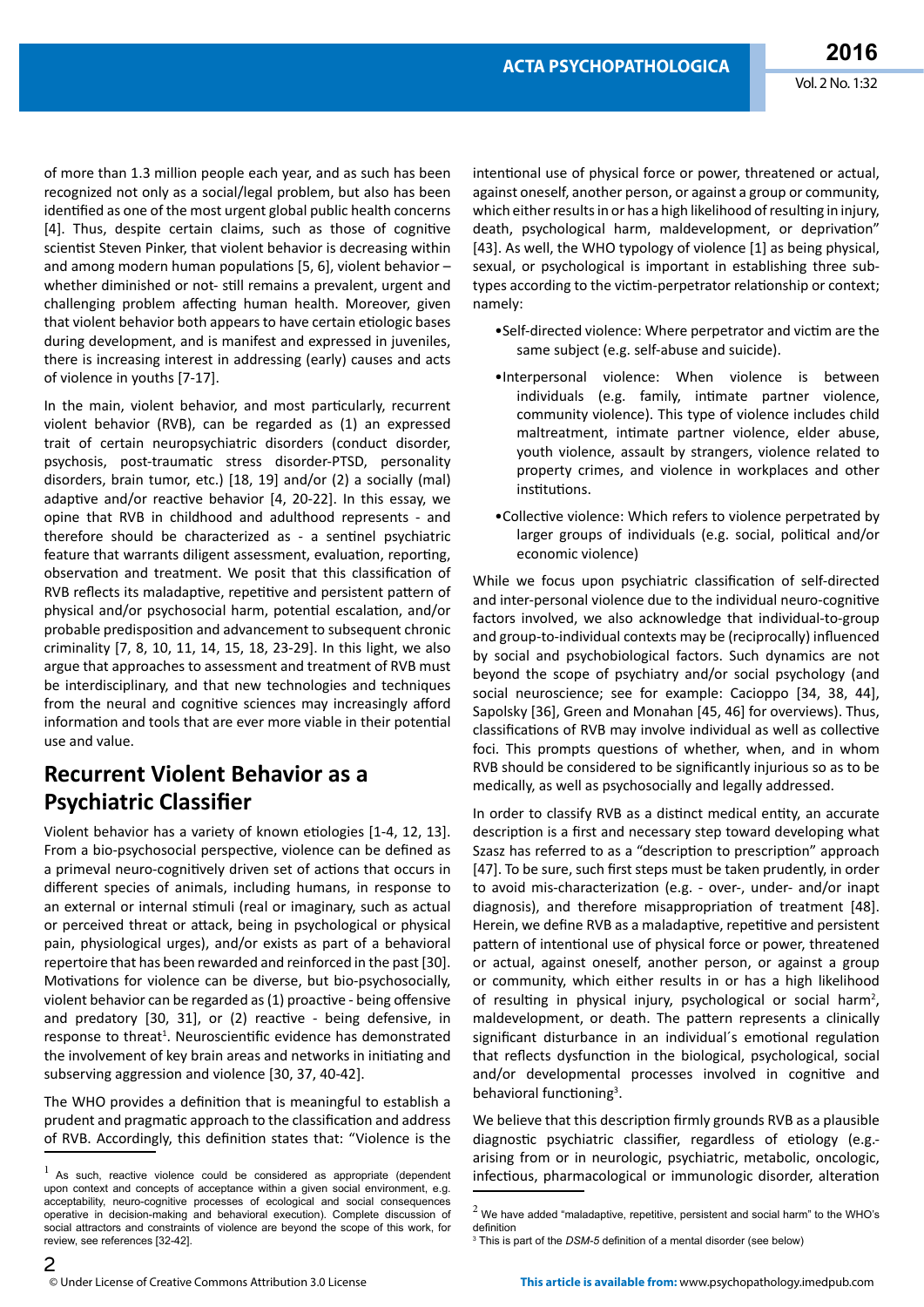of more than 1.3 million people each year, and as such has been recognized not only as a social/legal problem, but also has been identified as one of the most urgent global public health concerns [4]. Thus, despite certain claims, such as those of cognitive scientist Steven Pinker, that violent behavior is decreasing within and among modern human populations [5, 6], violent behavior – whether diminished or not- still remains a prevalent, urgent and challenging problem affecting human health. Moreover, given that violent behavior both appears to have certain etiologic bases during development, and is manifest and expressed in juveniles, there is increasing interest in addressing (early) causes and acts of violence in youths [7-17].

In the main, violent behavior, and most particularly, recurrent violent behavior (RVB), can be regarded as (1) an expressed trait of certain neuropsychiatric disorders (conduct disorder, psychosis, post-traumatic stress disorder-PTSD, personality disorders, brain tumor, etc.) [18, 19] and/or (2) a socially (mal) adaptive and/or reactive behavior [4, 20-22]. In this essay, we opine that RVB in childhood and adulthood represents - and therefore should be characterized as - a sentinel psychiatric feature that warrants diligent assessment, evaluation, reporting, observation and treatment. We posit that this classification of RVB reflects its maladaptive, repetitive and persistent pattern of physical and/or psychosocial harm, potential escalation, and/or probable predisposition and advancement to subsequent chronic criminality [7, 8, 10, 11, 14, 15, 18, 23-29]. In this light, we also argue that approaches to assessment and treatment of RVB must be interdisciplinary, and that new technologies and techniques from the neural and cognitive sciences may increasingly afford information and tools that are ever more viable in their potential use and value.

## Recurrent Violent Behavior as a Psychiatric Classifier

Violent behavior has a variety of known etiologies [1-4, 12, 13]. From a bio-psychosocial perspective, violence can be defined as a primeval neuro-cognitively driven set of actions that occurs in different species of animals, including humans, in response to an external or internal stimuli (real or imaginary, such as actual or perceived threat or attack, being in psychological or physical pain, physiological urges), and/or exists as part of a behavioral repertoire that has been rewarded and reinforced in the past [30]. Motivations for violence can be diverse, but bio-psychosocially, violent behavior can be regarded as (1) proactive - being offensive and predatory [30, 31], or (2) reactive - being defensive, in response to threat[1]. Neuroscientific evidence has demonstrated the involvement of key brain areas and networks in initiating and subserving aggression and violence [30, 37, 40-42].

The WHO provides a definition that is meaningful to establish a prudent and pragmatic approach to the classification and address of RVB. Accordingly, this definition states that: "Violence is the intentional use of physical force or power, threatened or actual, against oneself, another person, or against a group or community, which either results in or has a high likelihood of resulting in injury, death, psychological harm, maldevelopment, or deprivation" [43]. As well, the WHO typology of violence [1] as being physical, sexual, or psychological is important in establishing three sub-types according to the victim-perpetrator relationship or context; namely:

- Self-directed violence: Where perpetrator and victim are the same subject (e.g. self-abuse and suicide).
- Interpersonal violence: When violence is between individuals (e.g. family, intimate partner violence, community violence). This type of violence includes child maltreatment, intimate partner violence, elder abuse, youth violence, assault by strangers, violence related to property crimes, and violence in workplaces and other institutions.
- Collective violence: Which refers to violence perpetrated by larger groups of individuals (e.g. social, political and/or economic violence)

While we focus upon psychiatric classification of self-directed and inter-personal violence due to the individual neuro-cognitive factors involved, we also acknowledge that individual-to-group and group-to-individual contexts may be (reciprocally) influenced by social and psychobiological factors. Such dynamics are not beyond the scope of psychiatry and/or social psychology (and social neuroscience; see for example: Cacioppo [34, 38, 44], Sapolsky [36], Green and Monahan [45, 46] for overviews). Thus, classifications of RVB may involve individual as well as collective foci. This prompts questions of whether, when, and in whom RVB should be considered to be significantly injurious so as to be medically, as well as psychosocially and legally addressed.

In order to classify RVB as a distinct medical entity, an accurate description is a first and necessary step toward developing what Szasz has referred to as a "description to prescription" approach [47]. To be sure, such first steps must be taken prudently, in order to avoid mis-characterization (e.g. - over-, under- and/or inapt diagnosis), and therefore misappropriation of treatment [48]. Herein, we define RVB as a maladaptive, repetitive and persistent pattern of intentional use of physical force or power, threatened or actual, against oneself, another person, or against a group or community, which either results in or has a high likelihood of resulting in physical injury, psychological or social harm[2], maldevelopment, or death. The pattern represents a clinically significant disturbance in an individual´s emotional regulation that reflects dysfunction in the biological, psychological, social and/or developmental processes involved in cognitive and behavioral functioning[3].

We believe that this description firmly grounds RVB as a plausible diagnostic psychiatric classifier, regardless of etiology (e.g.- arising from or in neurologic, psychiatric, metabolic, oncologic, infectious, pharmacological or immunologic disorder, alteration

---

[1] As such, reactive violence could be considered as appropriate (dependent upon context and concepts of acceptance within a given social environment, e.g. acceptability, neuro-cognitive processes of ecological and social consequences operative in decision-making and behavioral execution). Complete discussion of social attractors and constraints of violence are beyond the scope of this work, for review, see references [32-42].

[2] We have added "maladaptive, repetitive, persistent and social harm" to the WHO's definition

[3] This is part of the *DSM-5* definition of a mental disorder (see below)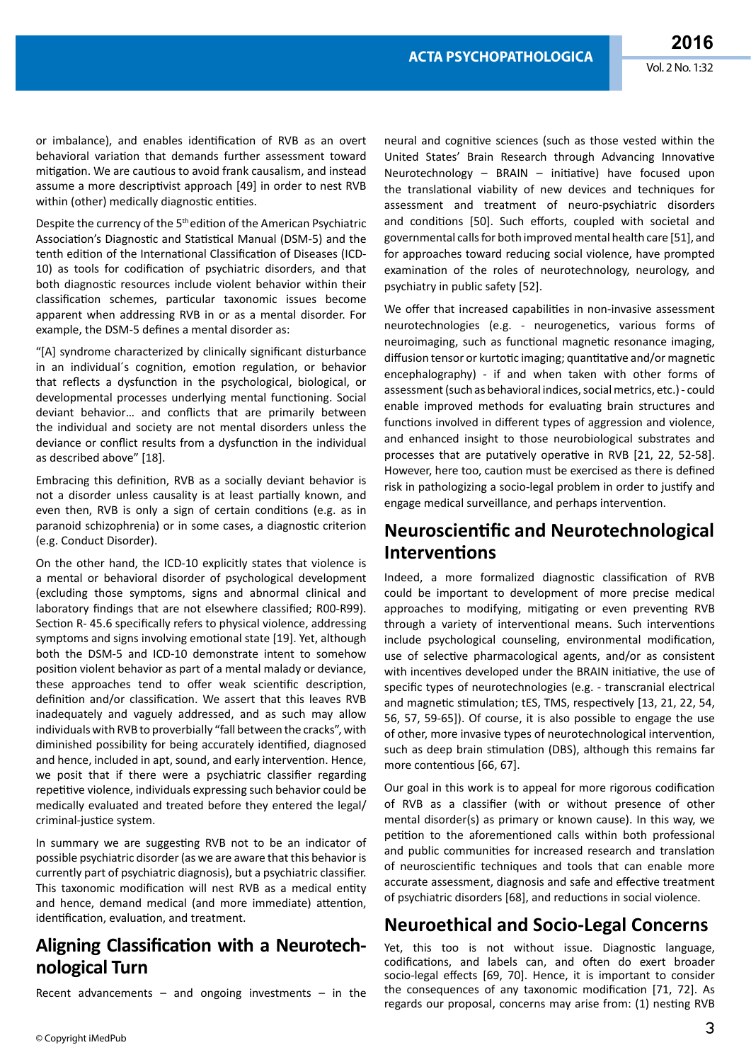or imbalance), and enables identification of RVB as an overt behavioral variation that demands further assessment toward mitigation. We are cautious to avoid frank causalism, and instead assume a more descriptivist approach [49] in order to nest RVB within (other) medically diagnostic entities.

Despite the currency of the 5th edition of the American Psychiatric Association's Diagnostic and Statistical Manual (DSM-5) and the tenth edition of the International Classification of Diseases (ICD-10) as tools for codification of psychiatric disorders, and that both diagnostic resources include violent behavior within their classification schemes, particular taxonomic issues become apparent when addressing RVB in or as a mental disorder. For example, the DSM-5 defines a mental disorder as:

"[A] syndrome characterized by clinically significant disturbance in an individual´s cognition, emotion regulation, or behavior that reflects a dysfunction in the psychological, biological, or developmental processes underlying mental functioning. Social deviant behavior… and conflicts that are primarily between the individual and society are not mental disorders unless the deviance or conflict results from a dysfunction in the individual as described above" [18].

Embracing this definition, RVB as a socially deviant behavior is not a disorder unless causality is at least partially known, and even then, RVB is only a sign of certain conditions (e.g. as in paranoid schizophrenia) or in some cases, a diagnostic criterion (e.g. Conduct Disorder).

On the other hand, the ICD-10 explicitly states that violence is a mental or behavioral disorder of psychological development (excluding those symptoms, signs and abnormal clinical and laboratory findings that are not elsewhere classified; R00-R99). Section R- 45.6 specifically refers to physical violence, addressing symptoms and signs involving emotional state [19]. Yet, although both the DSM-5 and ICD-10 demonstrate intent to somehow position violent behavior as part of a mental malady or deviance, these approaches tend to offer weak scientific description, definition and/or classification. We assert that this leaves RVB inadequately and vaguely addressed, and as such may allow individuals with RVB to proverbially "fall between the cracks", with diminished possibility for being accurately identified, diagnosed and hence, included in apt, sound, and early intervention. Hence, we posit that if there were a psychiatric classifier regarding repetitive violence, individuals expressing such behavior could be medically evaluated and treated before they entered the legal/criminal-justice system.

In summary we are suggesting RVB not to be an indicator of possible psychiatric disorder (as we are aware that this behavior is currently part of psychiatric diagnosis), but a psychiatric classifier. This taxonomic modification will nest RVB as a medical entity and hence, demand medical (and more immediate) attention, identification, evaluation, and treatment.

## Aligning Classification with a Neurotechnological Turn

Recent advancements – and ongoing investments – in the neural and cognitive sciences (such as those vested within the United States' Brain Research through Advancing Innovative Neurotechnology – BRAIN – initiative) have focused upon the translational viability of new devices and techniques for assessment and treatment of neuro-psychiatric disorders and conditions [50]. Such efforts, coupled with societal and governmental calls for both improved mental health care [51], and for approaches toward reducing social violence, have prompted examination of the roles of neurotechnology, neurology, and psychiatry in public safety [52].

We offer that increased capabilities in non-invasive assessment neurotechnologies (e.g. - neurogenetics, various forms of neuroimaging, such as functional magnetic resonance imaging, diffusion tensor or kurtotic imaging; quantitative and/or magnetic encephalography) - if and when taken with other forms of assessment (such as behavioral indices, social metrics, etc.) - could enable improved methods for evaluating brain structures and functions involved in different types of aggression and violence, and enhanced insight to those neurobiological substrates and processes that are putatively operative in RVB [21, 22, 52-58]. However, here too, caution must be exercised as there is defined risk in pathologizing a socio-legal problem in order to justify and engage medical surveillance, and perhaps intervention.

## Neuroscientific and Neurotechnological Interventions

Indeed, a more formalized diagnostic classification of RVB could be important to development of more precise medical approaches to modifying, mitigating or even preventing RVB through a variety of interventional means. Such interventions include psychological counseling, environmental modification, use of selective pharmacological agents, and/or as consistent with incentives developed under the BRAIN initiative, the use of specific types of neurotechnologies (e.g. - transcranial electrical and magnetic stimulation; tES, TMS, respectively [13, 21, 22, 54, 56, 57, 59-65]). Of course, it is also possible to engage the use of other, more invasive types of neurotechnological intervention, such as deep brain stimulation (DBS), although this remains far more contentious [66, 67].

Our goal in this work is to appeal for more rigorous codification of RVB as a classifier (with or without presence of other mental disorder(s) as primary or known cause). In this way, we petition to the aforementioned calls within both professional and public communities for increased research and translation of neuroscientific techniques and tools that can enable more accurate assessment, diagnosis and safe and effective treatment of psychiatric disorders [68], and reductions in social violence.

## Neuroethical and Socio-Legal Concerns

Yet, this too is not without issue. Diagnostic language, codifications, and labels can, and often do exert broader socio-legal effects [69, 70]. Hence, it is important to consider the consequences of any taxonomic modification [71, 72]. As regards our proposal, concerns may arise from: (1) nesting RVB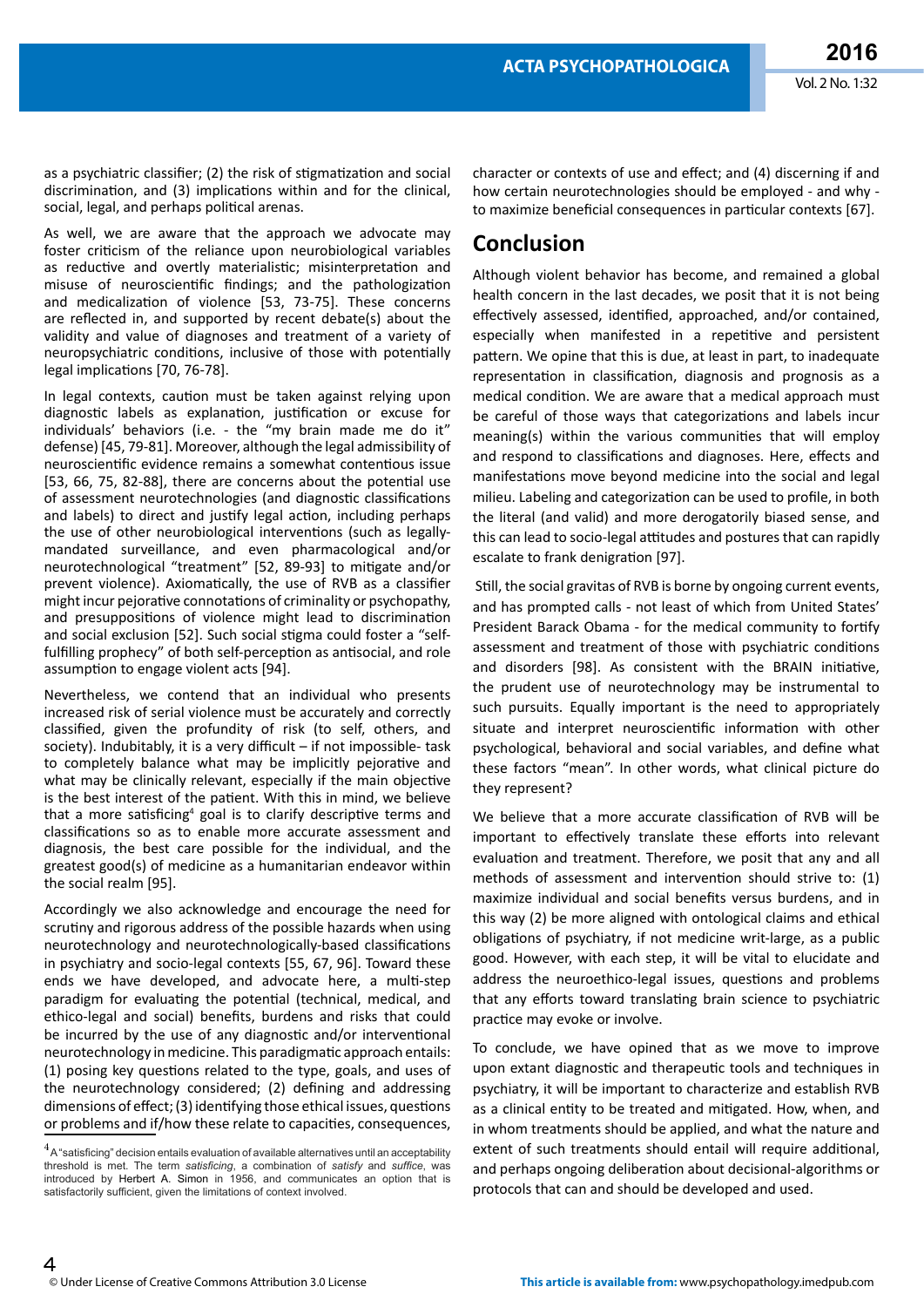as a psychiatric classifier; (2) the risk of stigmatization and social discrimination, and (3) implications within and for the clinical, social, legal, and perhaps political arenas.

As well, we are aware that the approach we advocate may foster criticism of the reliance upon neurobiological variables as reductive and overtly materialistic; misinterpretation and misuse of neuroscientific findings; and the pathologization and medicalization of violence [53, 73-75]. These concerns are reflected in, and supported by recent debate(s) about the validity and value of diagnoses and treatment of a variety of neuropsychiatric conditions, inclusive of those with potentially legal implications [70, 76-78].

In legal contexts, caution must be taken against relying upon diagnostic labels as explanation, justification or excuse for individuals' behaviors (i.e. - the "my brain made me do it" defense) [45, 79-81]. Moreover, although the legal admissibility of neuroscientific evidence remains a somewhat contentious issue [53, 66, 75, 82-88], there are concerns about the potential use of assessment neurotechnologies (and diagnostic classifications and labels) to direct and justify legal action, including perhaps the use of other neurobiological interventions (such as legally-mandated surveillance, and even pharmacological and/or neurotechnological "treatment") [52, 89-93] to mitigate and/or prevent violence). Axiomatically, the use of RVB as a classifier might incur pejorative connotations of criminality or psychopathy, and presuppositions of violence might lead to discrimination and social exclusion [52]. Such social stigma could foster a "self-fulfilling prophecy" of both self-perception as antisocial, and role assumption to engage violent acts [94].

Nevertheless, we contend that an individual who presents increased risk of serial violence must be accurately and correctly classified, given the profundity of risk (to self, others, and society). Indubitably, it is a very difficult – if not impossible- task to completely balance what may be implicitly pejorative and what may be clinically relevant, especially if the main objective is the best interest of the patient. With this in mind, we believe that a more satisficing[4] goal is to clarify descriptive terms and classifications so as to enable more accurate assessment and diagnosis, the best care possible for the individual, and the greatest good(s) of medicine as a humanitarian endeavor within the social realm [95].

Accordingly we also acknowledge and encourage the need for scrutiny and rigorous address of the possible hazards when using neurotechnology and neurotechnologically-based classifications in psychiatry and socio-legal contexts [55, 67, 96]. Toward these ends we have developed, and advocate here, a multi-step paradigm for evaluating the potential (technical, medical, and ethico-legal and social) benefits, burdens and risks that could be incurred by the use of any diagnostic and/or interventional neurotechnology in medicine. This paradigmatic approach entails: (1) posing key questions related to the type, goals, and uses of the neurotechnology considered; (2) defining and addressing dimensions of effect; (3) identifying those ethical issues, questions or problems and if/how these relate to capacities, consequences, character or contexts of use and effect; and (4) discerning if and how certain neurotechnologies should be employed - and why - to maximize beneficial consequences in particular contexts [67].

[4] A "satisficing" decision entails evaluation of available alternatives until an acceptability threshold is met. The term *satisficing*, a combination of *satisfy* and *suffice*, was introduced by Herbert A. Simon in 1956, and communicates an option that is satisfactorily sufficient, given the limitations of context involved.

## Conclusion

Although violent behavior has become, and remained a global health concern in the last decades, we posit that it is not being effectively assessed, identified, approached, and/or contained, especially when manifested in a repetitive and persistent pattern. We opine that this is due, at least in part, to inadequate representation in classification, diagnosis and prognosis as a medical condition. We are aware that a medical approach must be careful of those ways that categorizations and labels incur meaning(s) within the various communities that will employ and respond to classifications and diagnoses. Here, effects and manifestations move beyond medicine into the social and legal milieu. Labeling and categorization can be used to profile, in both the literal (and valid) and more derogatorily biased sense, and this can lead to socio-legal attitudes and postures that can rapidly escalate to frank denigration [97].

Still, the social gravitas of RVB is borne by ongoing current events, and has prompted calls - not least of which from United States' President Barack Obama - for the medical community to fortify assessment and treatment of those with psychiatric conditions and disorders [98]. As consistent with the BRAIN initiative, the prudent use of neurotechnology may be instrumental to such pursuits. Equally important is the need to appropriately situate and interpret neuroscientific information with other psychological, behavioral and social variables, and define what these factors "mean". In other words, what clinical picture do they represent?

We believe that a more accurate classification of RVB will be important to effectively translate these efforts into relevant evaluation and treatment. Therefore, we posit that any and all methods of assessment and intervention should strive to: (1) maximize individual and social benefits versus burdens, and in this way (2) be more aligned with ontological claims and ethical obligations of psychiatry, if not medicine writ-large, as a public good. However, with each step, it will be vital to elucidate and address the neuroethico-legal issues, questions and problems that any efforts toward translating brain science to psychiatric practice may evoke or involve.

To conclude, we have opined that as we move to improve upon extant diagnostic and therapeutic tools and techniques in psychiatry, it will be important to characterize and establish RVB as a clinical entity to be treated and mitigated. How, when, and in whom treatments should be applied, and what the nature and extent of such treatments should entail will require additional, and perhaps ongoing deliberation about decisional-algorithms or protocols that can and should be developed and used.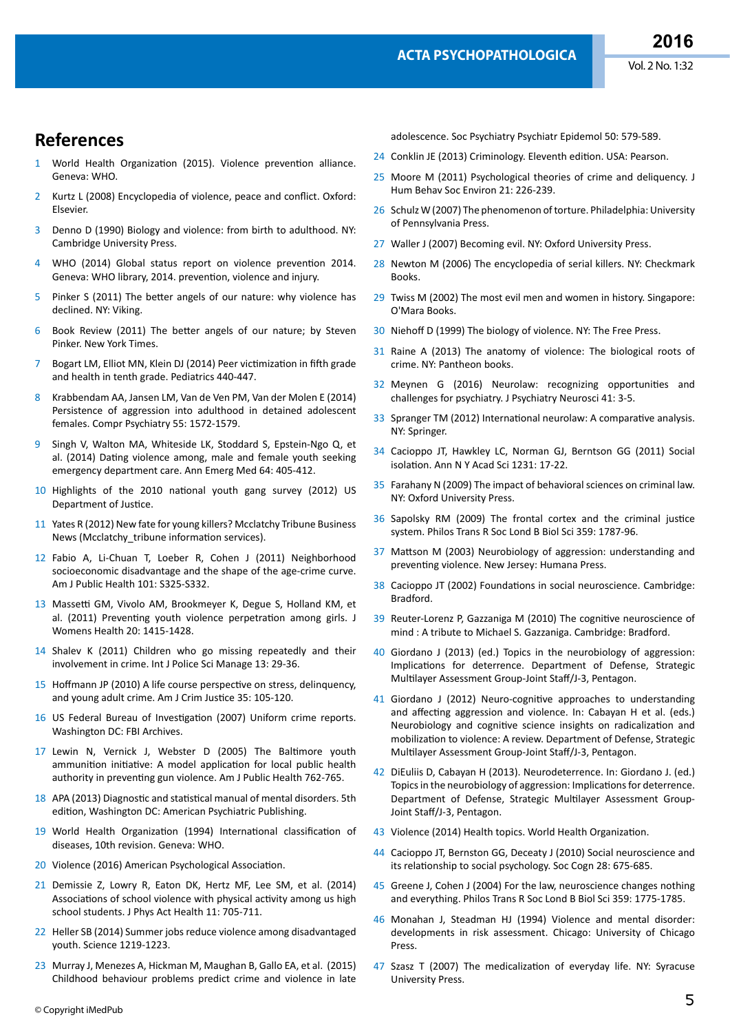## References

1. World Health Organization (2015). Violence prevention alliance. Geneva: WHO.
2. Kurtz L (2008) Encyclopedia of violence, peace and conflict. Oxford: Elsevier.
3. Denno D (1990) Biology and violence: from birth to adulthood. NY: Cambridge University Press.
4. WHO (2014) Global status report on violence prevention 2014. Geneva: WHO library, 2014. prevention, violence and injury.
5. Pinker S (2011) The better angels of our nature: why violence has declined. NY: Viking.
6. Book Review (2011) The better angels of our nature; by Steven Pinker. New York Times.
7. Bogart LM, Elliot MN, Klein DJ (2014) Peer victimization in fifth grade and health in tenth grade. Pediatrics 440-447.
8. Krabbendam AA, Jansen LM, Van de Ven PM, Van der Molen E (2014) Persistence of aggression into adulthood in detained adolescent females. Compr Psychiatry 55: 1572-1579.
9. Singh V, Walton MA, Whiteside LK, Stoddard S, Epstein-Ngo Q, et al. (2014) Dating violence among, male and female youth seeking emergency department care. Ann Emerg Med 64: 405-412.
10. Highlights of the 2010 national youth gang survey (2012) US Department of Justice.
11. Yates R (2012) New fate for young killers? Mcclatchy Tribune Business News (Mcclatchy_tribune information services).
12. Fabio A, Li-Chuan T, Loeber R, Cohen J (2011) Neighborhood socioeconomic disadvantage and the shape of the age-crime curve. Am J Public Health 101: S325-S332.
13. Massetti GM, Vivolo AM, Brookmeyer K, Degue S, Holland KM, et al. (2011) Preventing youth violence perpetration among girls. J Womens Health 20: 1415-1428.
14. Shalev K (2011) Children who go missing repeatedly and their involvement in crime. Int J Police Sci Manage 13: 29-36.
15. Hoffmann JP (2010) A life course perspective on stress, delinquency, and young adult crime. Am J Crim Justice 35: 105-120.
16. US Federal Bureau of Investigation (2007) Uniform crime reports. Washington DC: FBI Archives.
17. Lewin N, Vernick J, Webster D (2005) The Baltimore youth ammunition initiative: A model application for local public health authority in preventing gun violence. Am J Public Health 762-765.
18. APA (2013) Diagnostic and statistical manual of mental disorders. 5th edition, Washington DC: American Psychiatric Publishing.
19. World Health Organization (1994) International classification of diseases, 10th revision. Geneva: WHO.
20. Violence (2016) American Psychological Association.
21. Demissie Z, Lowry R, Eaton DK, Hertz MF, Lee SM, et al. (2014) Associations of school violence with physical activity among us high school students. J Phys Act Health 11: 705-711.
22. Heller SB (2014) Summer jobs reduce violence among disadvantaged youth. Science 1219-1223.
23. Murray J, Menezes A, Hickman M, Maughan B, Gallo EA, et al. (2015) Childhood behaviour problems predict crime and violence in late adolescence. Soc Psychiatry Psychiatr Epidemol 50: 579-589.
24. Conklin JE (2013) Criminology. Eleventh edition. USA: Pearson.
25. Moore M (2011) Psychological theories of crime and deliquency. J Hum Behav Soc Environ 21: 226-239.
26. Schulz W (2007) The phenomenon of torture. Philadelphia: University of Pennsylvania Press.
27. Waller J (2007) Becoming evil. NY: Oxford University Press.
28. Newton M (2006) The encyclopedia of serial killers. NY: Checkmark Books.
29. Twiss M (2002) The most evil men and women in history. Singapore: O'Mara Books.
30. Niehoff D (1999) The biology of violence. NY: The Free Press.
31. Raine A (2013) The anatomy of violence: The biological roots of crime. NY: Pantheon books.
32. Meynen G (2016) Neurolaw: recognizing opportunities and challenges for psychiatry. J Psychiatry Neurosci 41: 3-5.
33. Spranger TM (2012) International neurolaw: A comparative analysis. NY: Springer.
34. Cacioppo JT, Hawkley LC, Norman GJ, Berntson GG (2011) Social isolation. Ann N Y Acad Sci 1231: 17-22.
35. Farahany N (2009) The impact of behavioral sciences on criminal law. NY: Oxford University Press.
36. Sapolsky RM (2009) The frontal cortex and the criminal justice system. Philos Trans R Soc Lond B Biol Sci 359: 1787-96.
37. Mattson M (2003) Neurobiology of aggression: understanding and preventing violence. New Jersey: Humana Press.
38. Cacioppo JT (2002) Foundations in social neuroscience. Cambridge: Bradford.
39. Reuter-Lorenz P, Gazzaniga M (2010) The cognitive neuroscience of mind : A tribute to Michael S. Gazzaniga. Cambridge: Bradford.
40. Giordano J (2013) (ed.) Topics in the neurobiology of aggression: Implications for deterrence. Department of Defense, Strategic Multilayer Assessment Group-Joint Staff/J-3, Pentagon.
41. Giordano J (2012) Neuro-cognitive approaches to understanding and affecting aggression and violence. In: Cabayan H et al. (eds.) Neurobiology and cognitive science insights on radicalization and mobilization to violence: A review. Department of Defense, Strategic Multilayer Assessment Group-Joint Staff/J-3, Pentagon.
42. DiEuliis D, Cabayan H (2013). Neurodeterrence. In: Giordano J. (ed.) Topics in the neurobiology of aggression: Implications for deterrence. Department of Defense, Strategic Multilayer Assessment Group-Joint Staff/J-3, Pentagon.
43. Violence (2014) Health topics. World Health Organization.
44. Cacioppo JT, Bernston GG, Deceaty J (2010) Social neuroscience and its relationship to social psychology. Soc Cogn 28: 675-685.
45. Greene J, Cohen J (2004) For the law, neuroscience changes nothing and everything. Philos Trans R Soc Lond B Biol Sci 359: 1775-1785.
46. Monahan J, Steadman HJ (1994) Violence and mental disorder: developments in risk assessment. Chicago: University of Chicago Press.
47. Szasz T (2007) The medicalization of everyday life. NY: Syracuse University Press.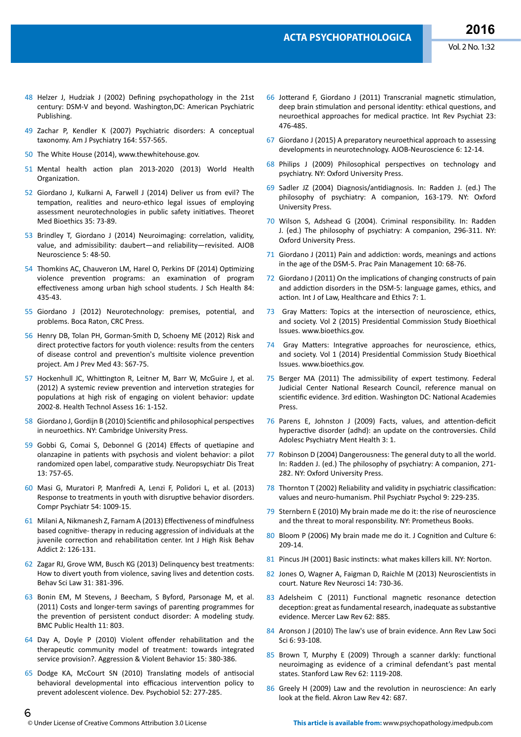48 Helzer J, Hudziak J (2002) Defining psychopathology in the 21st century: DSM-V and beyond. Washington,DC: American Psychiatric Publishing.

49 Zachar P, Kendler K (2007) Psychiatric disorders: A conceptual taxonomy. Am J Psychiatry 164: 557-565.

50 The White House (2014), www.thewhitehouse.gov.

51 Mental health action plan 2013-2020 (2013) World Health Organization.

52 Giordano J, Kulkarni A, Farwell J (2014) Deliver us from evil? The tempation, realities and neuro-ethico legal issues of employing assessment neurotechnologies in public safety initiatives. Theoret Med Bioethics 35: 73-89.

53 Brindley T, Giordano J (2014) Neuroimaging: correlation, validity, value, and admissibility: daubert—and reliability—revisited. AJOB Neuroscience 5: 48-50.

54 Thomkins AC, Chauveron LM, Harel O, Perkins DF (2014) Optimizing violence prevention programs: an examination of program effectiveness among urban high school students. J Sch Health 84: 435-43.

55 Giordano J (2012) Neurotechnology: premises, potential, and problems. Boca Raton, CRC Press.

56 Henry DB, Tolan PH, Gorman-Smith D, Schoeny ME (2012) Risk and direct protective factors for youth violence: results from the centers of disease control and prevention's multisite violence prevention project. Am J Prev Med 43: S67-75.

57 Hockenhull JC, Whittington R, Leitner M, Barr W, McGuire J, et al. (2012) A systemic review prevention and intervention strategies for populations at high risk of engaging on violent behavior: update 2002-8. Health Technol Assess 16: 1-152.

58 Giordano J, Gordijn B (2010) Scientific and philosophical perspectives in neuroethics. NY: Cambridge University Press.

59 Gobbi G, Comai S, Debonnel G (2014) Effects of quetiapine and olanzapine in patients with psychosis and violent behavior: a pilot randomized open label, comparative study. Neuropsychiatr Dis Treat 13: 757-65.

60 Masi G, Muratori P, Manfredi A, Lenzi F, Polidori L, et al. (2013) Response to treatments in youth with disruptive behavior disorders. Compr Psychiatr 54: 1009-15.

61 Milani A, Nikmanesh Z, Farnam A (2013) Effectiveness of mindfulness based cognitive- therapy in reducing aggression of individuals at the juvenile correction and rehabilitation center. Int J High Risk Behav Addict 2: 126-131.

62 Zagar RJ, Grove WM, Busch KG (2013) Delinquency best treatments: How to divert youth from violence, saving lives and detention costs. Behav Sci Law 31: 381-396.

63 Bonin EM, M Stevens, J Beecham, S Byford, Parsonage M, et al. (2011) Costs and longer-term savings of parenting programmes for the prevention of persistent conduct disorder: A modeling study. BMC Public Health 11: 803.

64 Day A, Doyle P (2010) Violent offender rehabilitation and the therapeutic community model of treatment: towards integrated service provision?. Aggression & Violent Behavior 15: 380-386.

65 Dodge KA, McCourt SN (2010) Translating models of antisocial behavioral developmental into efficacious intervention policy to prevent adolescent violence. Dev. Psychobiol 52: 277-285.

66 Jotterand F, Giordano J (2011) Transcranial magnetic stimulation, deep brain stimulation and personal identity: ethical questions, and neuroethical approaches for medical practice. Int Rev Psychiat 23: 476-485.

67 Giordano J (2015) A preparatory neuroethical approach to assessing developments in neurotechnology. AJOB-Neuroscience 6: 12-14.

68 Philips J (2009) Philosophical perspectives on technology and psychiatry. NY: Oxford University Press.

69 Sadler JZ (2004) Diagnosis/antidiagnosis. In: Radden J. (ed.) The philosophy of psychiatry: A companion, 163-179. NY: Oxford University Press.

70 Wilson S, Adshead G (2004). Criminal responsibility. In: Radden J. (ed.) The philosophy of psychiatry: A companion, 296-311. NY: Oxford University Press.

71 Giordano J (2011) Pain and addiction: words, meanings and actions in the age of the DSM-5. Prac Pain Management 10: 68-76.

72 Giordano J (2011) On the implications of changing constructs of pain and addiction disorders in the DSM-5: language games, ethics, and action. Int J of Law, Healthcare and Ethics 7: 1.

73 Gray Matters: Topics at the intersection of neuroscience, ethics, and society. Vol 2 (2015) Presidential Commission Study Bioethical Issues. www.bioethics.gov.

74 Gray Matters: Integrative approaches for neuroscience, ethics, and society. Vol 1 (2014) Presidential Commission Study Bioethical Issues. www.bioethics.gov.

75 Berger MA (2011) The admissibility of expert testimony. Federal Judicial Center National Research Council, reference manual on scientific evidence. 3rd edition. Washington DC: National Academies Press.

76 Parens E, Johnston J (2009) Facts, values, and attention-deficit hyperactive disorder (adhd): an update on the controversies. Child Adolesc Psychiatry Ment Health 3: 1.

77 Robinson D (2004) Dangerousness: The general duty to all the world. In: Radden J. (ed.) The philosophy of psychiatry: A companion, 271-282. NY: Oxford University Press.

78 Thornton T (2002) Reliability and validity in psychiatric classification: values and neuro-humanism. Phil Psychiatr Psychol 9: 229-235.

79 Sternbern E (2010) My brain made me do it: the rise of neuroscience and the threat to moral responsbility. NY: Prometheus Books.

80 Bloom P (2006) My brain made me do it. J Cognition and Culture 6: 209-14.

81 Pincus JH (2001) Basic instincts: what makes killers kill. NY: Norton.

82 Jones O, Wagner A, Faigman D, Raichle M (2013) Neuroscientists in court. Nature Rev Neurosci 14: 730-36.

83 Adelsheim C (2011) Functional magnetic resonance detection deception: great as fundamental research, inadequate as substantive evidence. Mercer Law Rev 62: 885.

84 Aronson J (2010) The law's use of brain evidence. Ann Rev Law Soci Sci 6: 93-108.

85 Brown T, Murphy E (2009) Through a scanner darkly: functional neuroimaging as evidence of a criminal defendant's past mental states. Stanford Law Rev 62: 1119-208.

86 Greely H (2009) Law and the revolution in neuroscience: An early look at the field. Akron Law Rev 42: 687.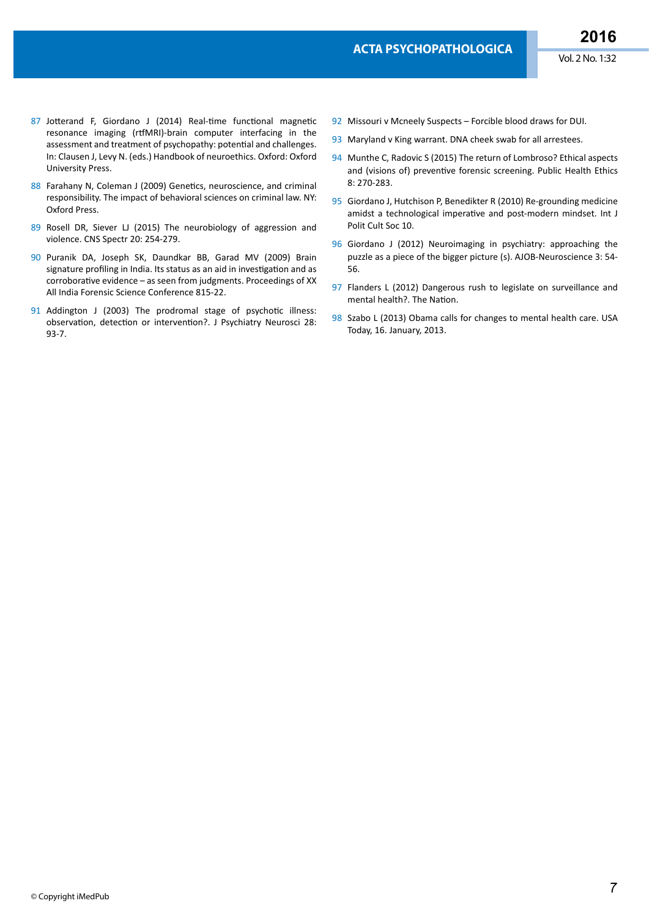87 Jotterand F, Giordano J (2014) Real-time functional magnetic resonance imaging (rtfMRI)-brain computer interfacing in the assessment and treatment of psychopathy: potential and challenges. In: Clausen J, Levy N. (eds.) Handbook of neuroethics. Oxford: Oxford University Press.

88 Farahany N, Coleman J (2009) Genetics, neuroscience, and criminal responsibility. The impact of behavioral sciences on criminal law. NY: Oxford Press.

89 Rosell DR, Siever LJ (2015) The neurobiology of aggression and violence. CNS Spectr 20: 254-279.

90 Puranik DA, Joseph SK, Daundkar BB, Garad MV (2009) Brain signature profiling in India. Its status as an aid in investigation and as corroborative evidence – as seen from judgments. Proceedings of XX All India Forensic Science Conference 815-22.

91 Addington J (2003) The prodromal stage of psychotic illness: observation, detection or intervention?. J Psychiatry Neurosci 28: 93-7.

92 Missouri v Mcneely Suspects – Forcible blood draws for DUI.

93 Maryland v King warrant. DNA cheek swab for all arrestees.

94 Munthe C, Radovic S (2015) The return of Lombroso? Ethical aspects and (visions of) preventive forensic screening. Public Health Ethics 8: 270-283.

95 Giordano J, Hutchison P, Benedikter R (2010) Re-grounding medicine amidst a technological imperative and post-modern mindset. Int J Polit Cult Soc 10.

96 Giordano J (2012) Neuroimaging in psychiatry: approaching the puzzle as a piece of the bigger picture (s). AJOB-Neuroscience 3: 54-56.

97 Flanders L (2012) Dangerous rush to legislate on surveillance and mental health?. The Nation.

98 Szabo L (2013) Obama calls for changes to mental health care. USA Today, 16. January, 2013.